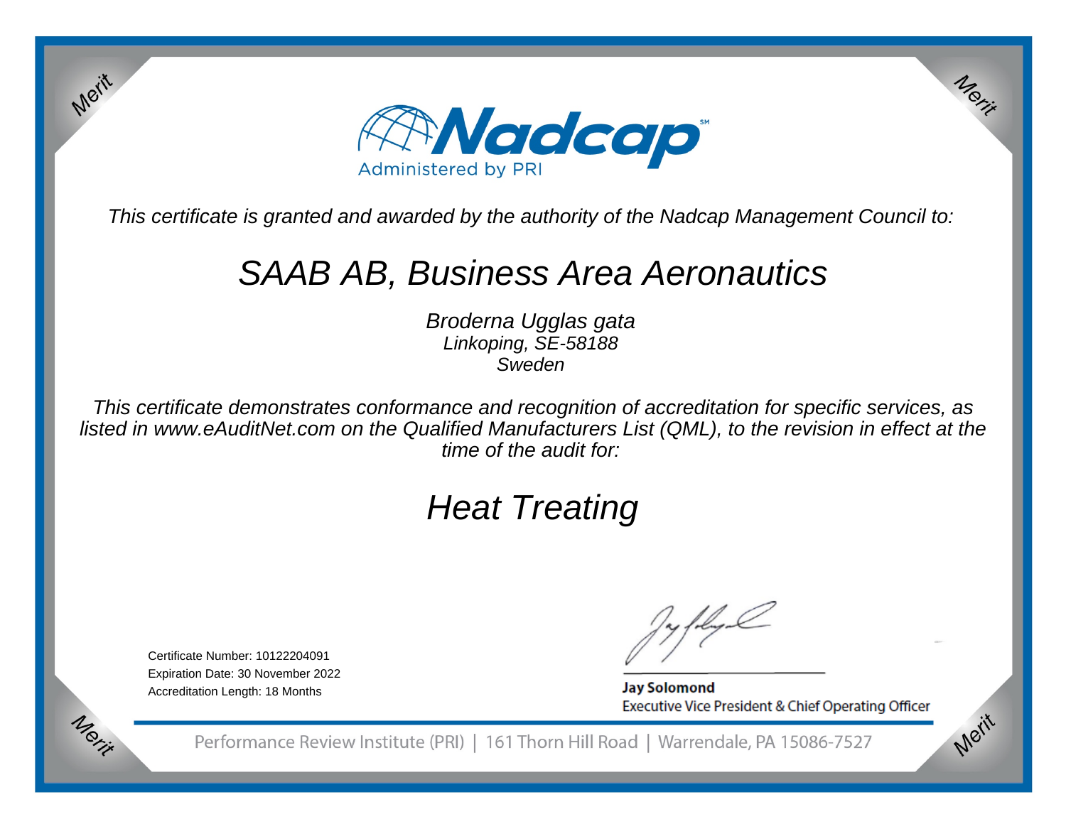Nadcap

Administered by PRI

*This certificate is granted and awarded by the authority of the Nadcap Management Council to:*

# *SAAB AB, Business Area Aeronautics*

*Broderna Ugglas gata*
*Linkoping, SE-58188*
*Sweden*

*This certificate demonstrates conformance and recognition of accreditation for specific services, as listed in www.eAuditNet.com on the Qualified Manufacturers List (QML), to the revision in effect at the time of the audit for:*

# *Heat Treating*

Certificate Number: 10122204091
Expiration Date: 30 November 2022
Accreditation Length: 18 Months

**Jay Solomond**
Executive Vice President & Chief Operating Officer

Performance Review Institute (PRI) | 161 Thorn Hill Road | Warrendale, PA 15086-7527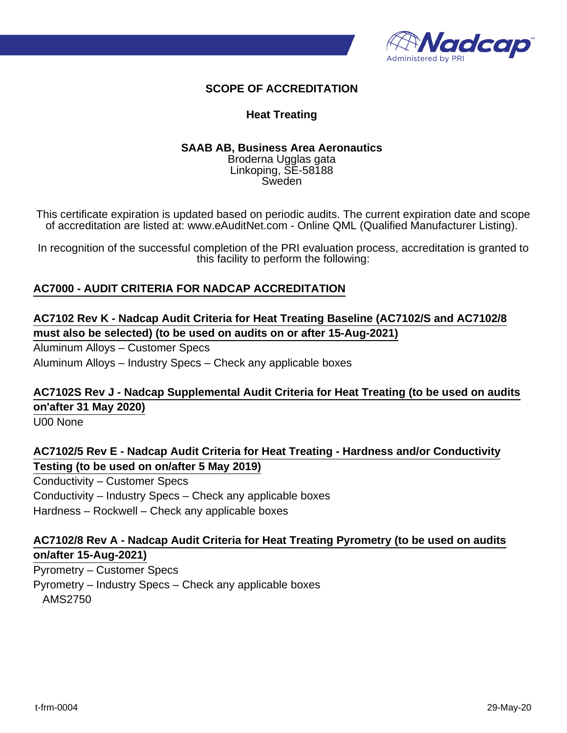## SCOPE OF ACCREDITATION

### Heat Treating

**SAAB AB, Business Area Aeronautics**
Broderna Ugglas gata
Linkoping, SE-58188
Sweden

This certificate expiration is updated based on periodic audits. The current expiration date and scope of accreditation are listed at: www.eAuditNet.com - Online QML (Qualified Manufacturer Listing).

In recognition of the successful completion of the PRI evaluation process, accreditation is granted to this facility to perform the following:

**AC7000 - AUDIT CRITERIA FOR NADCAP ACCREDITATION**

**AC7102 Rev K - Nadcap Audit Criteria for Heat Treating Baseline (AC7102/S and AC7102/8 must also be selected) (to be used on audits on or after 15-Aug-2021)**

Aluminum Alloys – Customer Specs
Aluminum Alloys – Industry Specs – Check any applicable boxes

**AC7102S Rev J - Nadcap Supplemental Audit Criteria for Heat Treating (to be used on audits on'after 31 May 2020)**

U00 None

**AC7102/5 Rev E - Nadcap Audit Criteria for Heat Treating - Hardness and/or Conductivity Testing (to be used on on/after 5 May 2019)**

Conductivity – Customer Specs
Conductivity – Industry Specs – Check any applicable boxes
Hardness – Rockwell – Check any applicable boxes

**AC7102/8 Rev A - Nadcap Audit Criteria for Heat Treating Pyrometry (to be used on audits on/after 15-Aug-2021)**

Pyrometry – Customer Specs
Pyrometry – Industry Specs – Check any applicable boxes
AMS2750

t-frm-0004 29-May-20